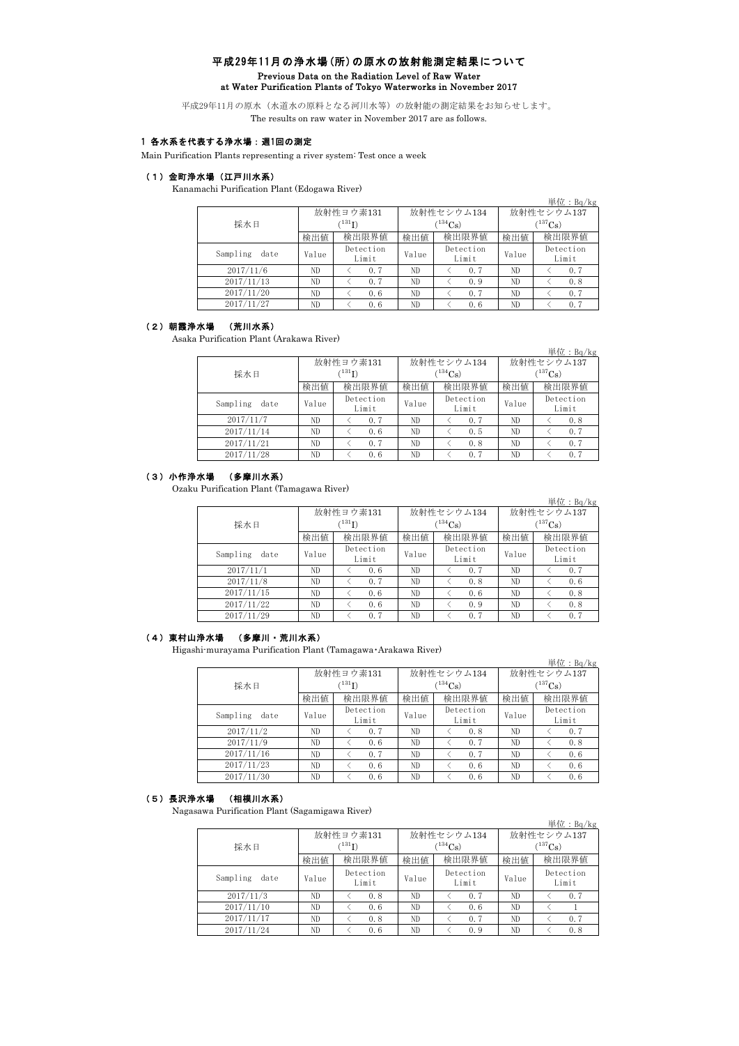# 平成29年11月の浄水場(所)の原水の放射能測定結果について

**Previous Data on the Radiation Level of Raw Water at Water Purification Plants of Tokyo Waterworks in November 2017**

平成29年11月の原水（水道水の原料となる河川水等）の放射能の測定結果をお知らせします。
The results on raw water in November 2017 are as follows.

## 1 各水系を代表する浄水場：週1回の測定

Main Purification Plants representing a river system: Test once a week

### （1）金町浄水場（江戸川水系）

Kanamachi Purification Plant (Edogawa River)

単位：Bq/kg

| 採水日 | 放射性ヨウ素131 ($^{131}$I) | | 放射性セシウム134 ($^{134}$Cs) | | 放射性セシウム137 ($^{137}$Cs) | |
|---|---|---|---|---|---|---|
| | 検出値 | 検出限界値 | 検出値 | 検出限界値 | 検出値 | 検出限界値 |
| Sampling date | Value | Detection Limit | Value | Detection Limit | Value | Detection Limit |
| 2017/11/6 | ND | ＜ 0.7 | ND | ＜ 0.7 | ND | ＜ 0.7 |
| 2017/11/13 | ND | ＜ 0.7 | ND | ＜ 0.9 | ND | ＜ 0.8 |
| 2017/11/20 | ND | ＜ 0.6 | ND | ＜ 0.7 | ND | ＜ 0.7 |
| 2017/11/27 | ND | ＜ 0.6 | ND | ＜ 0.6 | ND | ＜ 0.7 |

### （2）朝霞浄水場 （荒川水系）

Asaka Purification Plant (Arakawa River)

単位：Bq/kg

| 採水日 | 放射性ヨウ素131 ($^{131}$I) | | 放射性セシウム134 ($^{134}$Cs) | | 放射性セシウム137 ($^{137}$Cs) | |
|---|---|---|---|---|---|---|
| | 検出値 | 検出限界値 | 検出値 | 検出限界値 | 検出値 | 検出限界値 |
| Sampling date | Value | Detection Limit | Value | Detection Limit | Value | Detection Limit |
| 2017/11/7 | ND | ＜ 0.7 | ND | ＜ 0.7 | ND | ＜ 0.8 |
| 2017/11/14 | ND | ＜ 0.6 | ND | ＜ 0.5 | ND | ＜ 0.7 |
| 2017/11/21 | ND | ＜ 0.7 | ND | ＜ 0.8 | ND | ＜ 0.7 |
| 2017/11/28 | ND | ＜ 0.6 | ND | ＜ 0.7 | ND | ＜ 0.7 |

### （3）小作浄水場 （多摩川水系）

Ozaku Purification Plant (Tamagawa River)

単位：Bq/kg

| 採水日 | 放射性ヨウ素131 ($^{131}$I) | | 放射性セシウム134 ($^{134}$Cs) | | 放射性セシウム137 ($^{137}$Cs) | |
|---|---|---|---|---|---|---|
| | 検出値 | 検出限界値 | 検出値 | 検出限界値 | 検出値 | 検出限界値 |
| Sampling date | Value | Detection Limit | Value | Detection Limit | Value | Detection Limit |
| 2017/11/1 | ND | ＜ 0.6 | ND | ＜ 0.7 | ND | ＜ 0.7 |
| 2017/11/8 | ND | ＜ 0.7 | ND | ＜ 0.8 | ND | ＜ 0.6 |
| 2017/11/15 | ND | ＜ 0.6 | ND | ＜ 0.6 | ND | ＜ 0.8 |
| 2017/11/22 | ND | ＜ 0.6 | ND | ＜ 0.9 | ND | ＜ 0.8 |
| 2017/11/29 | ND | ＜ 0.7 | ND | ＜ 0.7 | ND | ＜ 0.7 |

### （4）東村山浄水場 （多摩川・荒川水系）

Higashi-murayama Purification Plant (Tamagawa･Arakawa River)

単位：Bq/kg

| 採水日 | 放射性ヨウ素131 ($^{131}$I) | | 放射性セシウム134 ($^{134}$Cs) | | 放射性セシウム137 ($^{137}$Cs) | |
|---|---|---|---|---|---|---|
| | 検出値 | 検出限界値 | 検出値 | 検出限界値 | 検出値 | 検出限界値 |
| Sampling date | Value | Detection Limit | Value | Detection Limit | Value | Detection Limit |
| 2017/11/2 | ND | ＜ 0.7 | ND | ＜ 0.8 | ND | ＜ 0.7 |
| 2017/11/9 | ND | ＜ 0.6 | ND | ＜ 0.7 | ND | ＜ 0.8 |
| 2017/11/16 | ND | ＜ 0.7 | ND | ＜ 0.7 | ND | ＜ 0.6 |
| 2017/11/23 | ND | ＜ 0.6 | ND | ＜ 0.6 | ND | ＜ 0.6 |
| 2017/11/30 | ND | ＜ 0.6 | ND | ＜ 0.6 | ND | ＜ 0.6 |

### （5）長沢浄水場 （相模川水系）

Nagasawa Purification Plant (Sagamigawa River)

単位：Bq/kg

| 採水日 | 放射性ヨウ素131 ($^{131}$I) | | 放射性セシウム134 ($^{134}$Cs) | | 放射性セシウム137 ($^{137}$Cs) | |
|---|---|---|---|---|---|---|
| | 検出値 | 検出限界値 | 検出値 | 検出限界値 | 検出値 | 検出限界値 |
| Sampling date | Value | Detection Limit | Value | Detection Limit | Value | Detection Limit |
| 2017/11/3 | ND | ＜ 0.8 | ND | ＜ 0.7 | ND | ＜ 0.7 |
| 2017/11/10 | ND | ＜ 0.6 | ND | ＜ 0.6 | ND | ＜ 1 |
| 2017/11/17 | ND | ＜ 0.8 | ND | ＜ 0.7 | ND | ＜ 0.7 |
| 2017/11/24 | ND | ＜ 0.6 | ND | ＜ 0.9 | ND | ＜ 0.8 |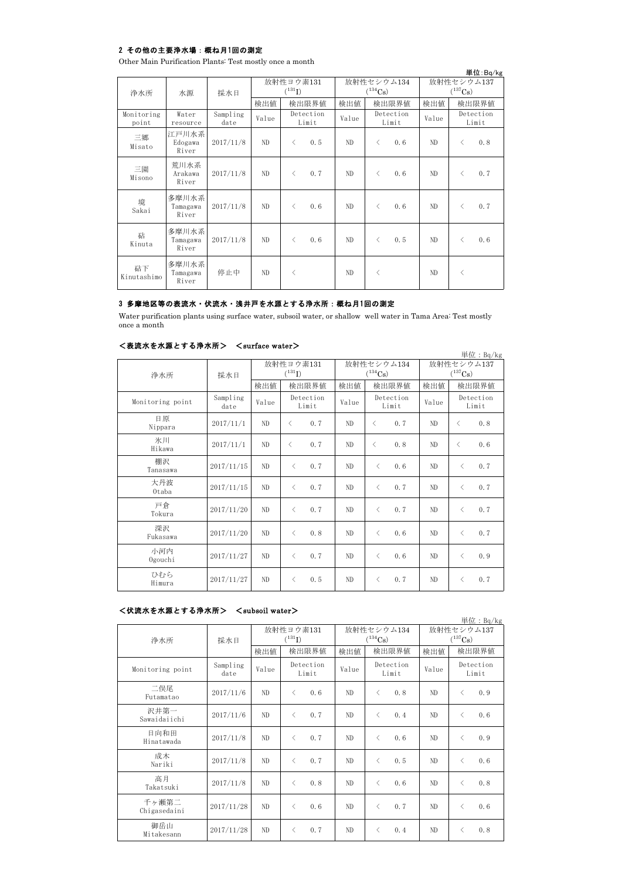## 2 その他の主要浄水場：概ね月1回の測定

Other Main Purification Plants: Test mostly once a month

単位:Bq/kg

| 浄水所 | 水源 | 採水日 | 放射性ヨウ素131 ($^{131}$I) | | 放射性セシウム134 ($^{134}$Cs) | | 放射性セシウム137 ($^{137}$Cs) | |
|---|---|---|---|---|---|---|---|---|
| | | | 検出値 | 検出限界値 | 検出値 | 検出限界値 | 検出値 | 検出限界値 |
| Monitoring point | Water resource | Sampling date | Value | Detection Limit | Value | Detection Limit | Value | Detection Limit |
| 三郷 Misato | 江戸川水系 Edogawa River | 2017/11/8 | ND | ＜ 0.5 | ND | ＜ 0.6 | ND | ＜ 0.8 |
| 三園 Misono | 荒川水系 Arakawa River | 2017/11/8 | ND | ＜ 0.7 | ND | ＜ 0.6 | ND | ＜ 0.7 |
| 境 Sakai | 多摩川水系 Tamagawa River | 2017/11/8 | ND | ＜ 0.6 | ND | ＜ 0.6 | ND | ＜ 0.7 |
| 砧 Kinuta | 多摩川水系 Tamagawa River | 2017/11/8 | ND | ＜ 0.6 | ND | ＜ 0.5 | ND | ＜ 0.6 |
| 砧下 Kinutashimo | 多摩川水系 Tamagawa River | 停止中 | ND | ＜ | ND | ＜ | ND | ＜ |

## 3 多摩地区等の表流水・伏流水・浅井戸を水源とする浄水所：概ね月1回の測定

Water purification plants using surface water, subsoil water, or shallow well water in Tama Area: Test mostly once a month

### ＜表流水を水源とする浄水所＞ ＜surface water＞

単位：Bq/kg

| 浄水所 | 採水日 | 放射性ヨウ素131 ($^{131}$I) | | 放射性セシウム134 ($^{134}$Cs) | | 放射性セシウム137 ($^{137}$Cs) | |
|---|---|---|---|---|---|---|---|
| | | 検出値 | 検出限界値 | 検出値 | 検出限界値 | 検出値 | 検出限界値 |
| Monitoring point | Sampling date | Value | Detection Limit | Value | Detection Limit | Value | Detection Limit |
| 日原 Nippara | 2017/11/1 | ND | ＜ 0.7 | ND | ＜ 0.7 | ND | ＜ 0.8 |
| 氷川 Hikawa | 2017/11/1 | ND | ＜ 0.7 | ND | ＜ 0.8 | ND | ＜ 0.6 |
| 棚沢 Tanasawa | 2017/11/15 | ND | ＜ 0.7 | ND | ＜ 0.6 | ND | ＜ 0.7 |
| 大丹波 Otaba | 2017/11/15 | ND | ＜ 0.7 | ND | ＜ 0.7 | ND | ＜ 0.7 |
| 戸倉 Tokura | 2017/11/20 | ND | ＜ 0.7 | ND | ＜ 0.7 | ND | ＜ 0.7 |
| 深沢 Fukasawa | 2017/11/20 | ND | ＜ 0.8 | ND | ＜ 0.6 | ND | ＜ 0.7 |
| 小河内 Ogouchi | 2017/11/27 | ND | ＜ 0.7 | ND | ＜ 0.6 | ND | ＜ 0.9 |
| ひむら Himura | 2017/11/27 | ND | ＜ 0.5 | ND | ＜ 0.7 | ND | ＜ 0.7 |

### ＜伏流水を水源とする浄水所＞ ＜subsoil water＞

単位：Bq/kg

| 浄水所 | 採水日 | 放射性ヨウ素131 ($^{131}$I) | | 放射性セシウム134 ($^{134}$Cs) | | 放射性セシウム137 ($^{137}$Cs) | |
|---|---|---|---|---|---|---|---|
| | | 検出値 | 検出限界値 | 検出値 | 検出限界値 | 検出値 | 検出限界値 |
| Monitoring point | Sampling date | Value | Detection Limit | Value | Detection Limit | Value | Detection Limit |
| 二俣尾 Futamatao | 2017/11/6 | ND | ＜ 0.6 | ND | ＜ 0.8 | ND | ＜ 0.9 |
| 沢井第一 Sawaidaiichi | 2017/11/6 | ND | ＜ 0.7 | ND | ＜ 0.4 | ND | ＜ 0.6 |
| 日向和田 Hinatawada | 2017/11/8 | ND | ＜ 0.7 | ND | ＜ 0.6 | ND | ＜ 0.9 |
| 成木 Nariki | 2017/11/8 | ND | ＜ 0.7 | ND | ＜ 0.5 | ND | ＜ 0.6 |
| 高月 Takatsuki | 2017/11/8 | ND | ＜ 0.8 | ND | ＜ 0.6 | ND | ＜ 0.8 |
| 千ヶ瀬第二 Chigasedaini | 2017/11/28 | ND | ＜ 0.6 | ND | ＜ 0.7 | ND | ＜ 0.6 |
| 御岳山 Mitakesann | 2017/11/28 | ND | ＜ 0.7 | ND | ＜ 0.4 | ND | ＜ 0.8 |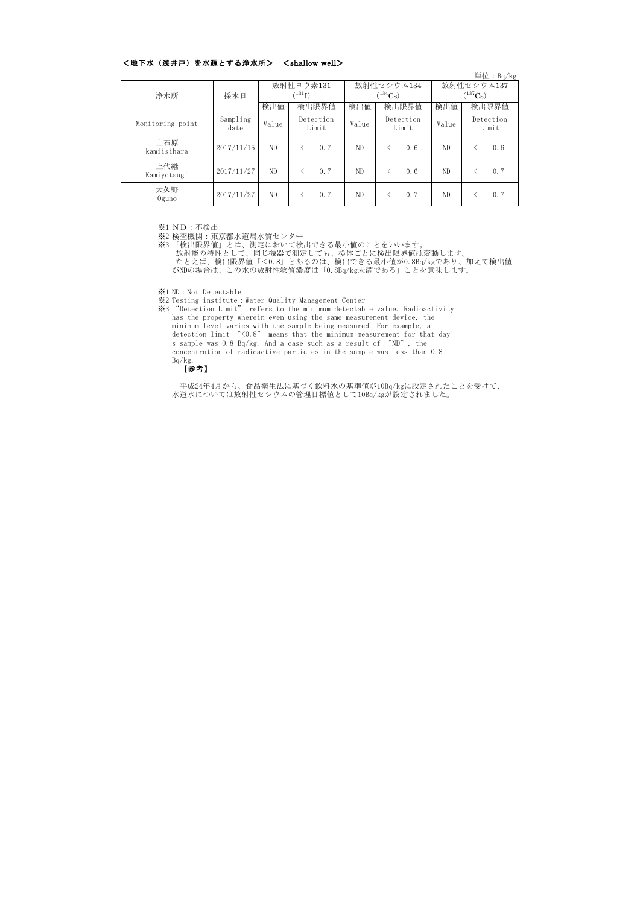**＜地下水（浅井戸）を水源とする浄水所＞　＜shallow well＞**

単位：Bq/kg

| 浄水所 | 採水日 | 放射性ヨウ素131 ($^{131}I$) | | 放射性セシウム134 ($^{134}Cs$) | | 放射性セシウム137 ($^{137}Cs$) | |
|---|---|---|---|---|---|---|---|
| | | 検出値 | 検出限界値 | 検出値 | 検出限界値 | 検出値 | 検出限界値 |
| Monitoring point | Sampling date | Value | Detection Limit | Value | Detection Limit | Value | Detection Limit |
| 上石原 kamiisihara | 2017/11/15 | ND | ＜　0.7 | ND | ＜　0.6 | ND | ＜　0.6 |
| 上代継 Kamiyotsugi | 2017/11/27 | ND | ＜　0.7 | ND | ＜　0.6 | ND | ＜　0.7 |
| 大久野 Oguno | 2017/11/27 | ND | ＜　0.7 | ND | ＜　0.7 | ND | ＜　0.7 |

※1 ＮＤ：不検出

※2 検査機関：東京都水道局水質センター

※3 「検出限界値」とは、測定において検出できる最小値のことをいいます。
　放射能の特性として、同じ機器で測定しても、検体ごとに検出限界値は変動します。
　たとえば、検出限界値「＜0.8」とあるのは、検出できる最小値が0.8Bq/kgであり、加えて検出値がNDの場合は、この水の放射性物質濃度は「0.8Bq/kg未満である」ことを意味します。

※1 ND：Not Detectable

※2 Testing institute：Water Quality Management Center

※3 "Detection Limit" refers to the minimum detectable value. Radioactivity has the property wherein even using the same measurement device, the minimum level varies with the sample being measured. For example, a detection limit "<0.8" means that the minimum measurement for that day's sample was 0.8 Bq/kg. And a case such as a result of "ND", the concentration of radioactive particles in the sample was less than 0.8 Bq/kg.

【参考】

平成24年4月から、食品衛生法に基づく飲料水の基準値が10Bq/kgに設定されたことを受けて、水道水については放射性セシウムの管理目標値として10Bq/kgが設定されました。